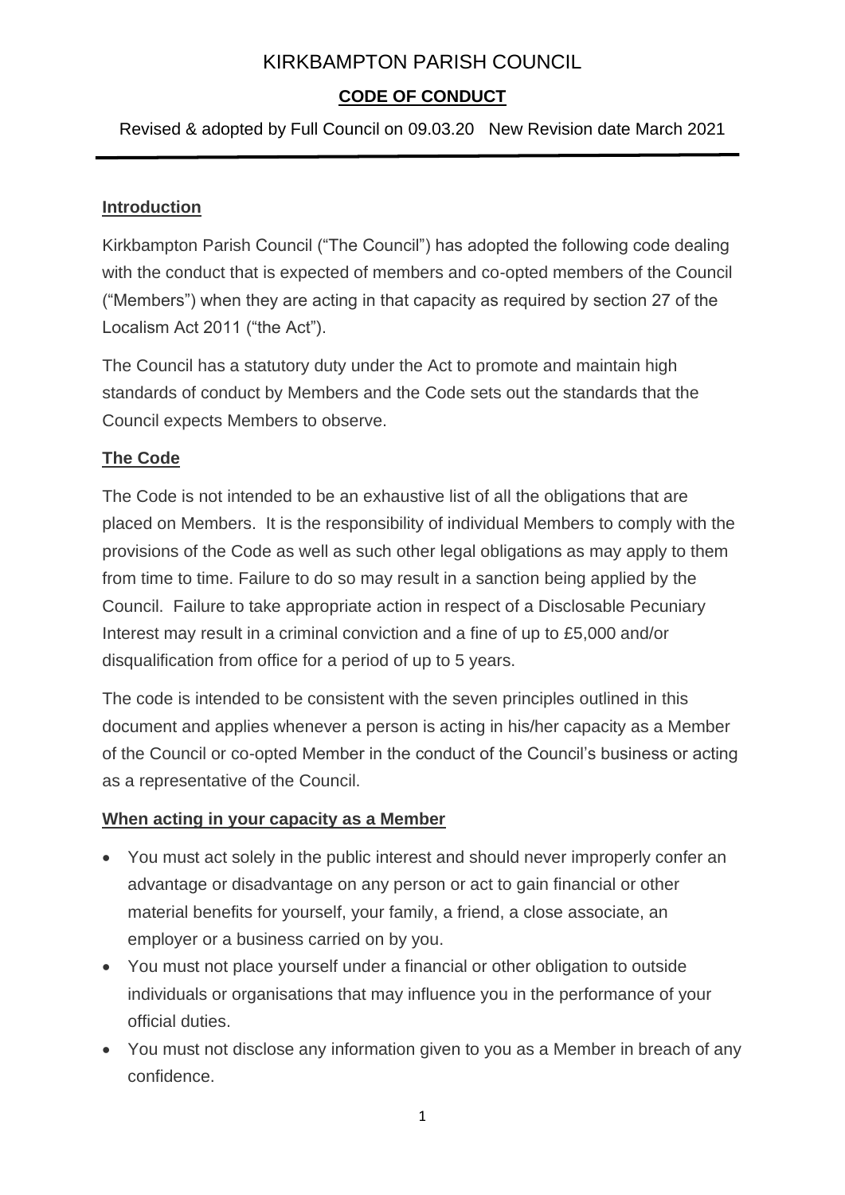# KIRKBAMPTON PARISH COUNCIL

## CODE OF CONDUCT

Revised & adopted by Full Council on 09.03.20 New Revision date March 2021

---

### Introduction

Kirkbampton Parish Council ("The Council") has adopted the following code dealing with the conduct that is expected of members and co-opted members of the Council ("Members") when they are acting in that capacity as required by section 27 of the Localism Act 2011 ("the Act").

The Council has a statutory duty under the Act to promote and maintain high standards of conduct by Members and the Code sets out the standards that the Council expects Members to observe.

### The Code

The Code is not intended to be an exhaustive list of all the obligations that are placed on Members. It is the responsibility of individual Members to comply with the provisions of the Code as well as such other legal obligations as may apply to them from time to time. Failure to do so may result in a sanction being applied by the Council. Failure to take appropriate action in respect of a Disclosable Pecuniary Interest may result in a criminal conviction and a fine of up to £5,000 and/or disqualification from office for a period of up to 5 years.

The code is intended to be consistent with the seven principles outlined in this document and applies whenever a person is acting in his/her capacity as a Member of the Council or co-opted Member in the conduct of the Council's business or acting as a representative of the Council.

### When acting in your capacity as a Member

- You must act solely in the public interest and should never improperly confer an advantage or disadvantage on any person or act to gain financial or other material benefits for yourself, your family, a friend, a close associate, an employer or a business carried on by you.
- You must not place yourself under a financial or other obligation to outside individuals or organisations that may influence you in the performance of your official duties.
- You must not disclose any information given to you as a Member in breach of any confidence.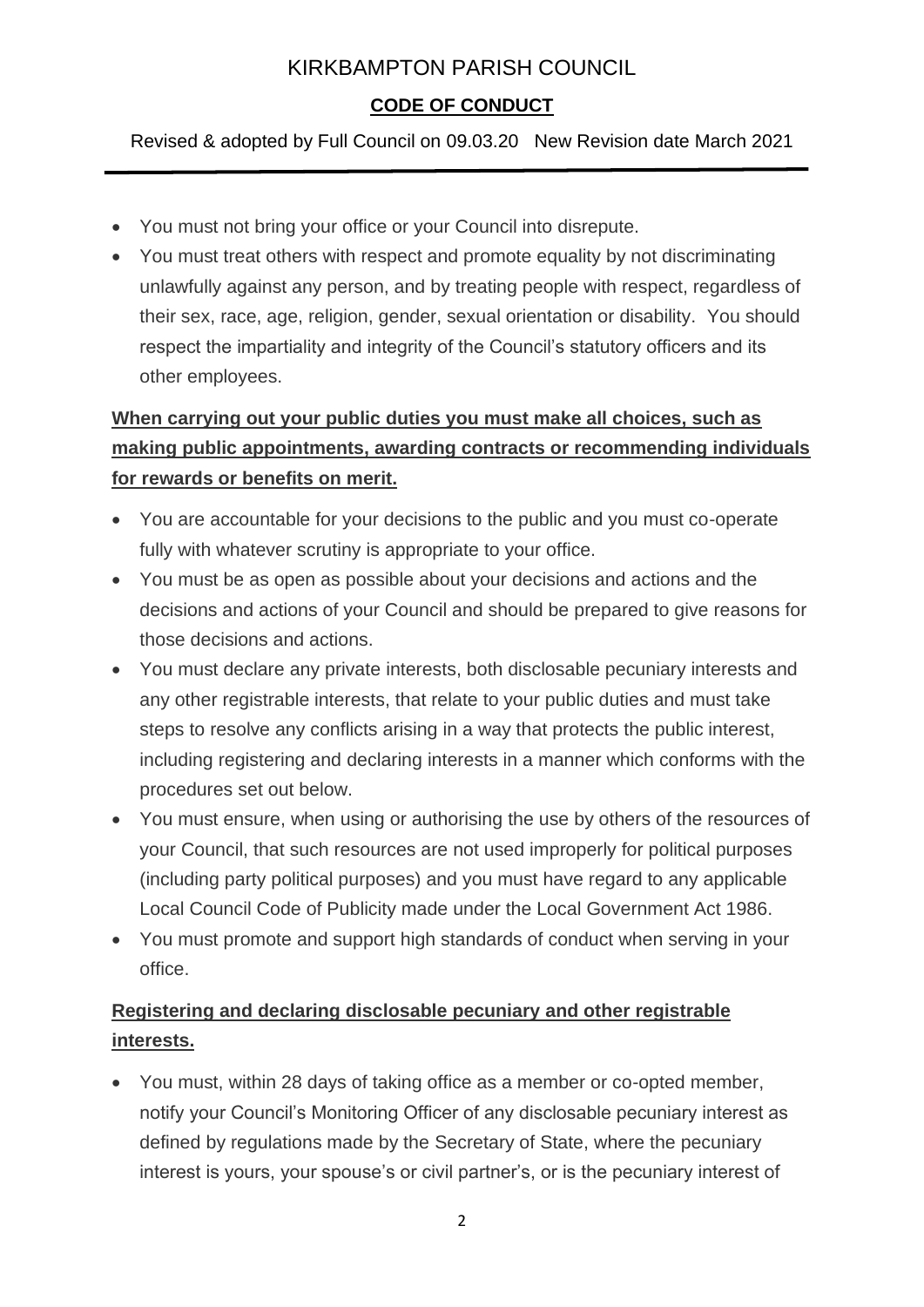- You must not bring your office or your Council into disrepute.
- You must treat others with respect and promote equality by not discriminating unlawfully against any person, and by treating people with respect, regardless of their sex, race, age, religion, gender, sexual orientation or disability. You should respect the impartiality and integrity of the Council's statutory officers and its other employees.

**When carrying out your public duties you must make all choices, such as making public appointments, awarding contracts or recommending individuals for rewards or benefits on merit.**

- You are accountable for your decisions to the public and you must co-operate fully with whatever scrutiny is appropriate to your office.
- You must be as open as possible about your decisions and actions and the decisions and actions of your Council and should be prepared to give reasons for those decisions and actions.
- You must declare any private interests, both disclosable pecuniary interests and any other registrable interests, that relate to your public duties and must take steps to resolve any conflicts arising in a way that protects the public interest, including registering and declaring interests in a manner which conforms with the procedures set out below.
- You must ensure, when using or authorising the use by others of the resources of your Council, that such resources are not used improperly for political purposes (including party political purposes) and you must have regard to any applicable Local Council Code of Publicity made under the Local Government Act 1986.
- You must promote and support high standards of conduct when serving in your office.

**Registering and declaring disclosable pecuniary and other registrable interests.**

- You must, within 28 days of taking office as a member or co-opted member, notify your Council's Monitoring Officer of any disclosable pecuniary interest as defined by regulations made by the Secretary of State, where the pecuniary interest is yours, your spouse's or civil partner's, or is the pecuniary interest of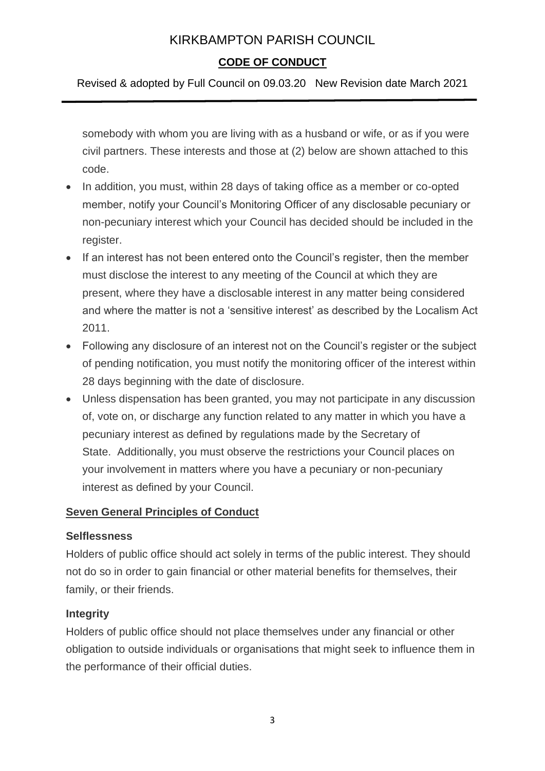somebody with whom you are living with as a husband or wife, or as if you were civil partners. These interests and those at (2) below are shown attached to this code.

- In addition, you must, within 28 days of taking office as a member or co-opted member, notify your Council's Monitoring Officer of any disclosable pecuniary or non-pecuniary interest which your Council has decided should be included in the register.
- If an interest has not been entered onto the Council's register, then the member must disclose the interest to any meeting of the Council at which they are present, where they have a disclosable interest in any matter being considered and where the matter is not a 'sensitive interest' as described by the Localism Act 2011.
- Following any disclosure of an interest not on the Council's register or the subject of pending notification, you must notify the monitoring officer of the interest within 28 days beginning with the date of disclosure.
- Unless dispensation has been granted, you may not participate in any discussion of, vote on, or discharge any function related to any matter in which you have a pecuniary interest as defined by regulations made by the Secretary of State. Additionally, you must observe the restrictions your Council places on your involvement in matters where you have a pecuniary or non-pecuniary interest as defined by your Council.

## Seven General Principles of Conduct

### Selflessness

Holders of public office should act solely in terms of the public interest. They should not do so in order to gain financial or other material benefits for themselves, their family, or their friends.

### Integrity

Holders of public office should not place themselves under any financial or other obligation to outside individuals or organisations that might seek to influence them in the performance of their official duties.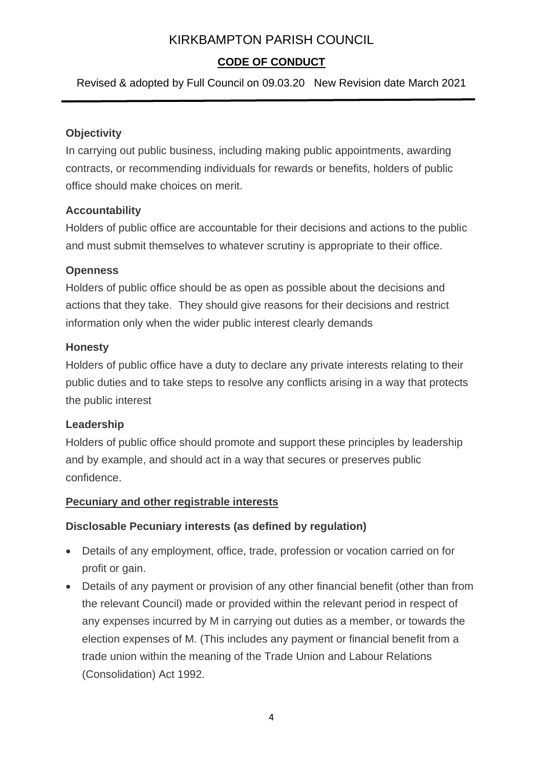**Objectivity**

In carrying out public business, including making public appointments, awarding contracts, or recommending individuals for rewards or benefits, holders of public office should make choices on merit.

**Accountability**

Holders of public office are accountable for their decisions and actions to the public and must submit themselves to whatever scrutiny is appropriate to their office.

**Openness**

Holders of public office should be as open as possible about the decisions and actions that they take. They should give reasons for their decisions and restrict information only when the wider public interest clearly demands

**Honesty**

Holders of public office have a duty to declare any private interests relating to their public duties and to take steps to resolve any conflicts arising in a way that protects the public interest

**Leadership**

Holders of public office should promote and support these principles by leadership and by example, and should act in a way that secures or preserves public confidence.

**<u>Pecuniary and other registrable interests</u>**

**Disclosable Pecuniary interests (as defined by regulation)**

- Details of any employment, office, trade, profession or vocation carried on for profit or gain.
- Details of any payment or provision of any other financial benefit (other than from the relevant Council) made or provided within the relevant period in respect of any expenses incurred by M in carrying out duties as a member, or towards the election expenses of M. (This includes any payment or financial benefit from a trade union within the meaning of the Trade Union and Labour Relations (Consolidation) Act 1992.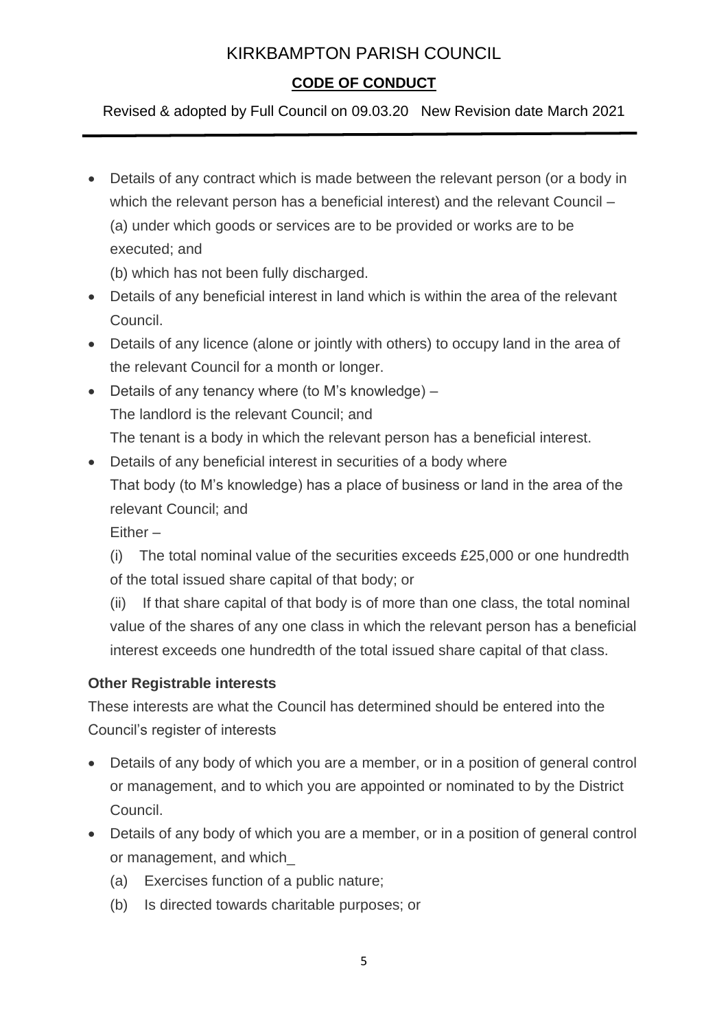- Details of any contract which is made between the relevant person (or a body in which the relevant person has a beneficial interest) and the relevant Council –
  (a) under which goods or services are to be provided or works are to be executed; and
  (b) which has not been fully discharged.
- Details of any beneficial interest in land which is within the area of the relevant Council.
- Details of any licence (alone or jointly with others) to occupy land in the area of the relevant Council for a month or longer.
- Details of any tenancy where (to M's knowledge) –
  The landlord is the relevant Council; and
  The tenant is a body in which the relevant person has a beneficial interest.
- Details of any beneficial interest in securities of a body where
  That body (to M's knowledge) has a place of business or land in the area of the relevant Council; and
  Either –
  (i) The total nominal value of the securities exceeds £25,000 or one hundredth of the total issued share capital of that body; or
  (ii) If that share capital of that body is of more than one class, the total nominal value of the shares of any one class in which the relevant person has a beneficial interest exceeds one hundredth of the total issued share capital of that class.

**Other Registrable interests**

These interests are what the Council has determined should be entered into the Council's register of interests

- Details of any body of which you are a member, or in a position of general control or management, and to which you are appointed or nominated to by the District Council.
- Details of any body of which you are a member, or in a position of general control or management, and which_
  (a) Exercises function of a public nature;
  (b) Is directed towards charitable purposes; or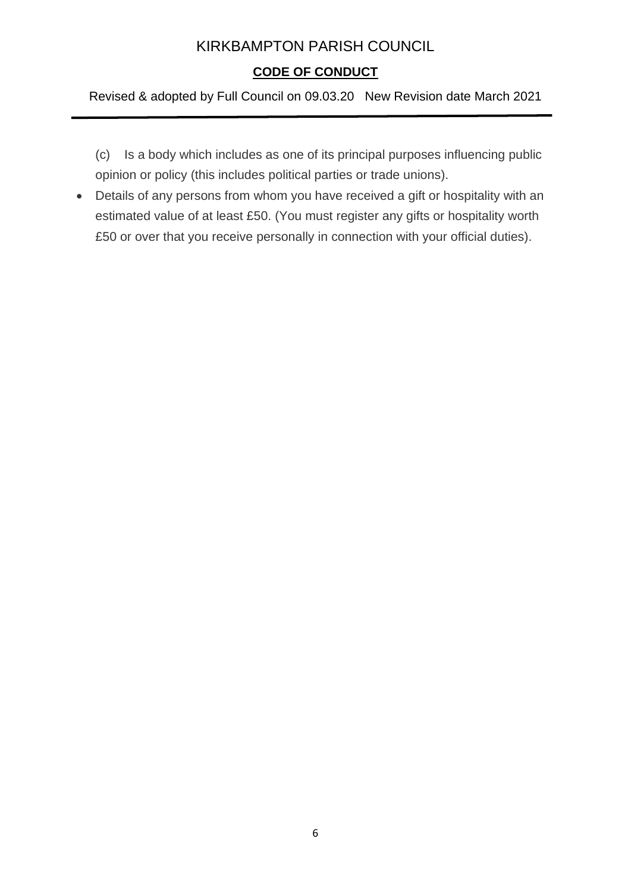(c) Is a body which includes as one of its principal purposes influencing public opinion or policy (this includes political parties or trade unions).

- Details of any persons from whom you have received a gift or hospitality with an estimated value of at least £50. (You must register any gifts or hospitality worth £50 or over that you receive personally in connection with your official duties).